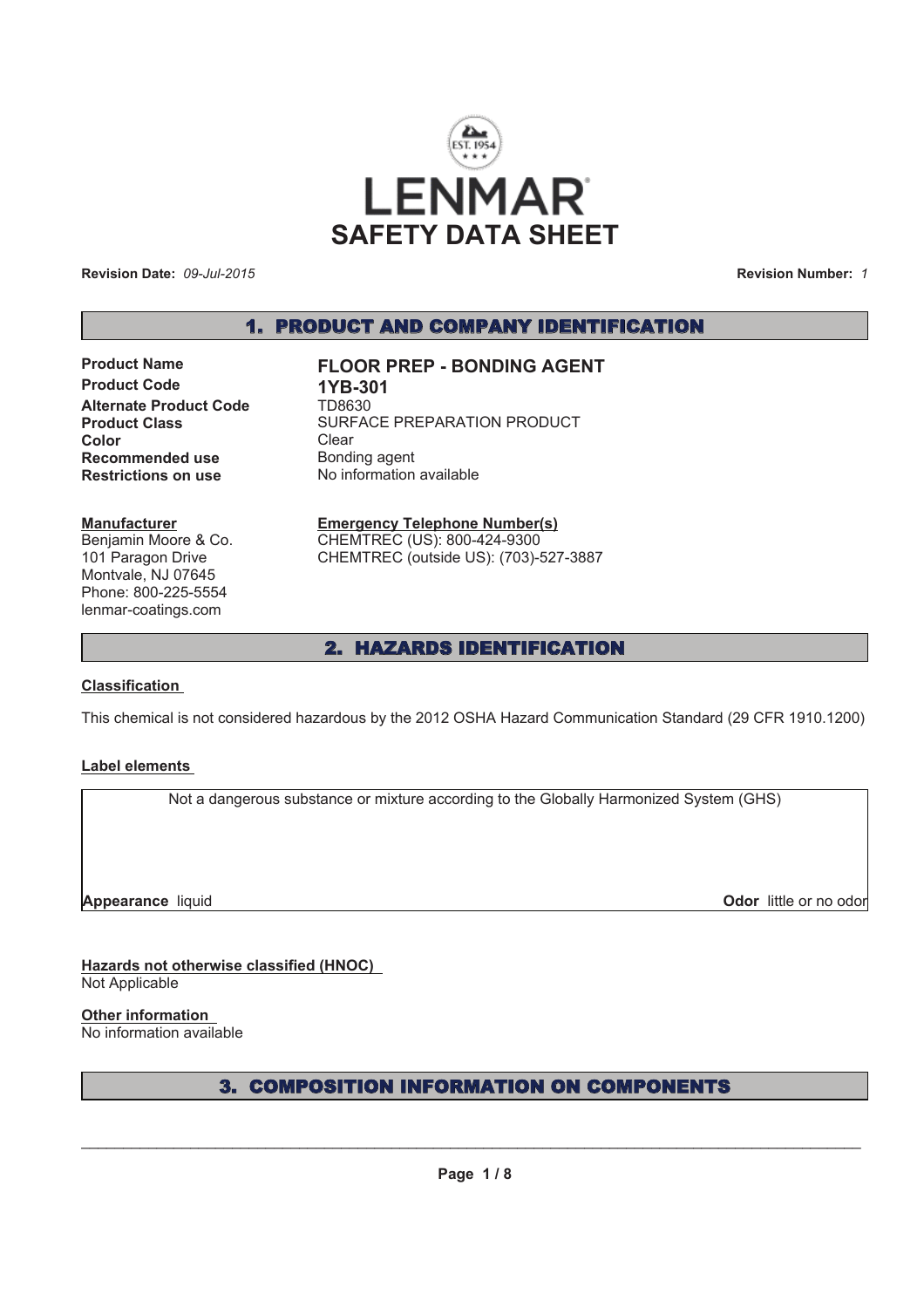LENMAR®

# SAFETY DATA SHEET

**Revision Date:** *09-Jul-2015*

**Revision Number:** *1*

## 1. PRODUCT AND COMPANY IDENTIFICATION

| | |
|---|---|
| **Product Name** | **FLOOR PREP - BONDING AGENT** |
| **Product Code** | **1YB-301** |
| **Alternate Product Code** | TD8630 |
| **Product Class** | SURFACE PREPARATION PRODUCT |
| **Color** | Clear |
| **Recommended use** | Bonding agent |
| **Restrictions on use** | No information available |

**Manufacturer**

Benjamin Moore & Co.
101 Paragon Drive
Montvale, NJ 07645
Phone: 800-225-5554
lenmar-coatings.com

**Emergency Telephone Number(s)**

CHEMTREC (US): 800-424-9300
CHEMTREC (outside US): (703)-527-3887

## 2. HAZARDS IDENTIFICATION

**Classification**

This chemical is not considered hazardous by the 2012 OSHA Hazard Communication Standard (29 CFR 1910.1200)

**Label elements**

Not a dangerous substance or mixture according to the Globally Harmonized System (GHS)

**Appearance** liquid

**Odor** little or no odor

**Hazards not otherwise classified (HNOC)**

Not Applicable

**Other information**

No information available

## 3. COMPOSITION INFORMATION ON COMPONENTS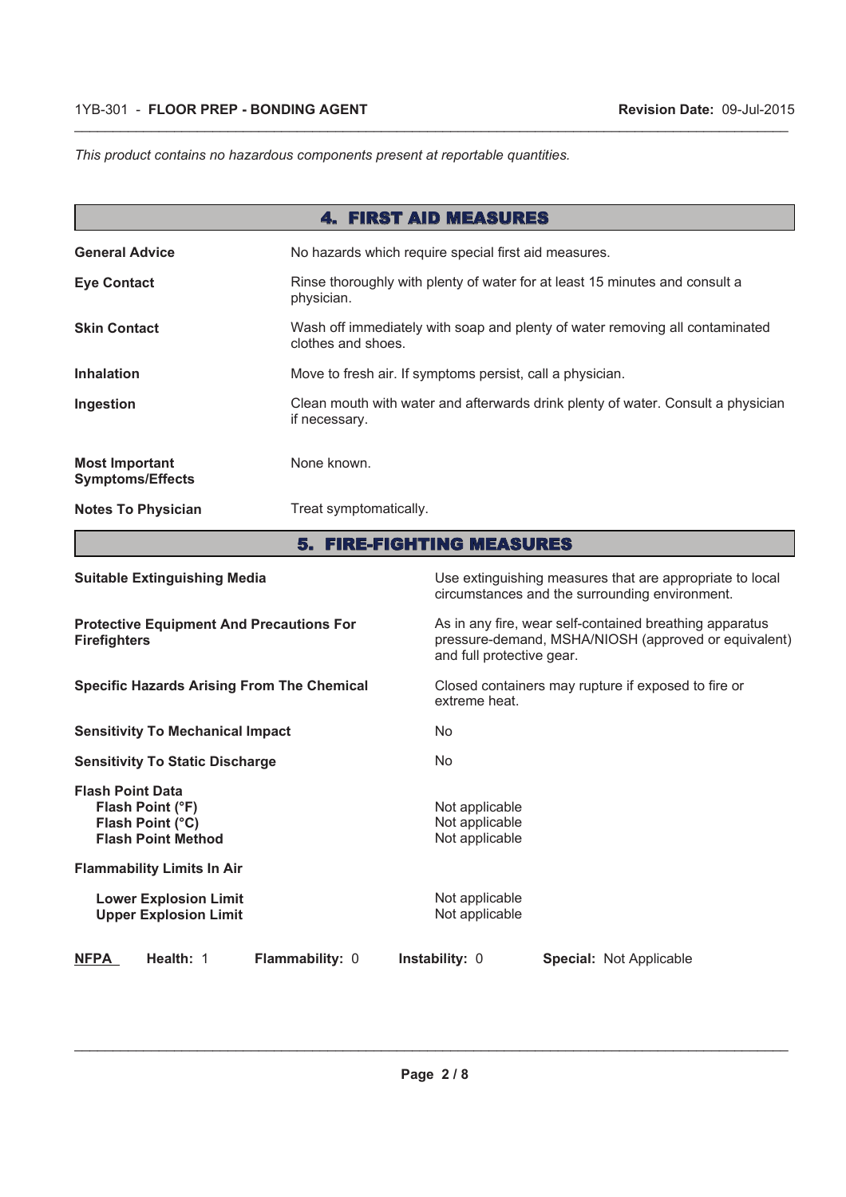*This product contains no hazardous components present at reportable quantities.*

## 4. FIRST AID MEASURES

| | |
|---|---|
| **General Advice** | No hazards which require special first aid measures. |
| **Eye Contact** | Rinse thoroughly with plenty of water for at least 15 minutes and consult a physician. |
| **Skin Contact** | Wash off immediately with soap and plenty of water removing all contaminated clothes and shoes. |
| **Inhalation** | Move to fresh air. If symptoms persist, call a physician. |
| **Ingestion** | Clean mouth with water and afterwards drink plenty of water. Consult a physician if necessary. |
| **Most Important Symptoms/Effects** | None known. |
| **Notes To Physician** | Treat symptomatically. |

## 5. FIRE-FIGHTING MEASURES

| | |
|---|---|
| **Suitable Extinguishing Media** | Use extinguishing measures that are appropriate to local circumstances and the surrounding environment. |
| **Protective Equipment And Precautions For Firefighters** | As in any fire, wear self-contained breathing apparatus pressure-demand, MSHA/NIOSH (approved or equivalent) and full protective gear. |
| **Specific Hazards Arising From The Chemical** | Closed containers may rupture if exposed to fire or extreme heat. |
| **Sensitivity To Mechanical Impact** | No |
| **Sensitivity To Static Discharge** | No |
| **Flash Point Data** | |
| **Flash Point (°F)** | Not applicable |
| **Flash Point (°C)** | Not applicable |
| **Flash Point Method** | Not applicable |
| **Flammability Limits In Air** | |
| **Lower Explosion Limit** | Not applicable |
| **Upper Explosion Limit** | Not applicable |

**NFPA** **Health:** 1 **Flammability:** 0 **Instability:** 0 **Special:** Not Applicable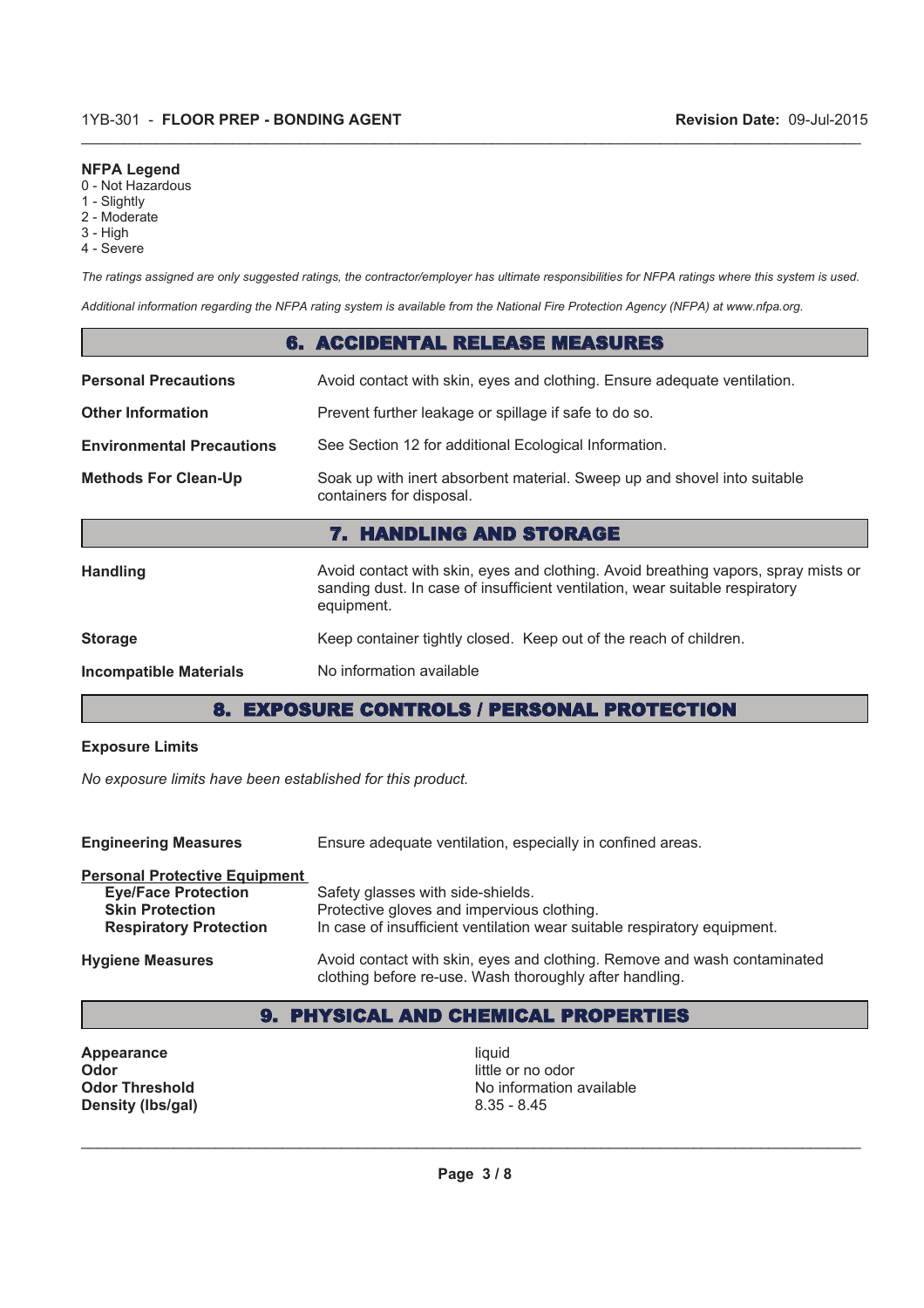**NFPA Legend**
0 - Not Hazardous
1 - Slightly
2 - Moderate
3 - High
4 - Severe

*The ratings assigned are only suggested ratings, the contractor/employer has ultimate responsibilities for NFPA ratings where this system is used.*

*Additional information regarding the NFPA rating system is available from the National Fire Protection Agency (NFPA) at www.nfpa.org.*

## 6. ACCIDENTAL RELEASE MEASURES

| | |
|---|---|
| **Personal Precautions** | Avoid contact with skin, eyes and clothing. Ensure adequate ventilation. |
| **Other Information** | Prevent further leakage or spillage if safe to do so. |
| **Environmental Precautions** | See Section 12 for additional Ecological Information. |
| **Methods For Clean-Up** | Soak up with inert absorbent material. Sweep up and shovel into suitable containers for disposal. |

## 7. HANDLING AND STORAGE

| | |
|---|---|
| **Handling** | Avoid contact with skin, eyes and clothing. Avoid breathing vapors, spray mists or sanding dust. In case of insufficient ventilation, wear suitable respiratory equipment. |
| **Storage** | Keep container tightly closed. Keep out of the reach of children. |
| **Incompatible Materials** | No information available |

## 8. EXPOSURE CONTROLS / PERSONAL PROTECTION

**Exposure Limits**

*No exposure limits have been established for this product.*

| | |
|---|---|
| **Engineering Measures** | Ensure adequate ventilation, especially in confined areas. |
| **Personal Protective Equipment** | |
| **Eye/Face Protection** | Safety glasses with side-shields. |
| **Skin Protection** | Protective gloves and impervious clothing. |
| **Respiratory Protection** | In case of insufficient ventilation wear suitable respiratory equipment. |
| **Hygiene Measures** | Avoid contact with skin, eyes and clothing. Remove and wash contaminated clothing before re-use. Wash thoroughly after handling. |

## 9. PHYSICAL AND CHEMICAL PROPERTIES

| | |
|---|---|
| **Appearance** | liquid |
| **Odor** | little or no odor |
| **Odor Threshold** | No information available |
| **Density (lbs/gal)** | 8.35 - 8.45 |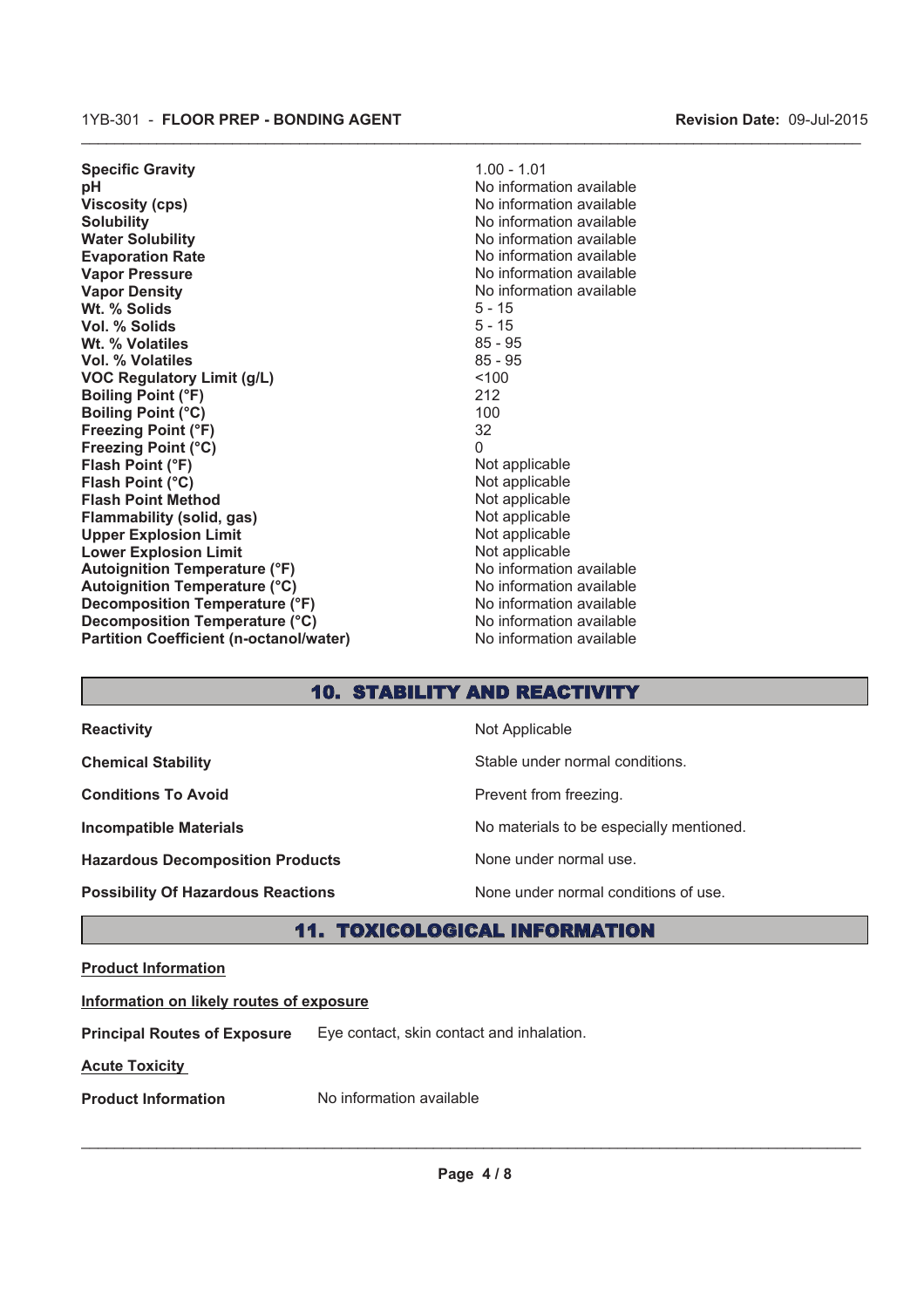| | |
|---|---|
| **Specific Gravity** | 1.00 - 1.01 |
| **pH** | No information available |
| **Viscosity (cps)** | No information available |
| **Solubility** | No information available |
| **Water Solubility** | No information available |
| **Evaporation Rate** | No information available |
| **Vapor Pressure** | No information available |
| **Vapor Density** | No information available |
| **Wt. % Solids** | 5 - 15 |
| **Vol. % Solids** | 5 - 15 |
| **Wt. % Volatiles** | 85 - 95 |
| **Vol. % Volatiles** | 85 - 95 |
| **VOC Regulatory Limit (g/L)** | <100 |
| **Boiling Point (°F)** | 212 |
| **Boiling Point (°C)** | 100 |
| **Freezing Point (°F)** | 32 |
| **Freezing Point (°C)** | 0 |
| **Flash Point (°F)** | Not applicable |
| **Flash Point (°C)** | Not applicable |
| **Flash Point Method** | Not applicable |
| **Flammability (solid, gas)** | Not applicable |
| **Upper Explosion Limit** | Not applicable |
| **Lower Explosion Limit** | Not applicable |
| **Autoignition Temperature (°F)** | No information available |
| **Autoignition Temperature (°C)** | No information available |
| **Decomposition Temperature (°F)** | No information available |
| **Decomposition Temperature (°C)** | No information available |
| **Partition Coefficient (n-octanol/water)** | No information available |

## 10. STABILITY AND REACTIVITY

| | |
|---|---|
| **Reactivity** | Not Applicable |
| **Chemical Stability** | Stable under normal conditions. |
| **Conditions To Avoid** | Prevent from freezing. |
| **Incompatible Materials** | No materials to be especially mentioned. |
| **Hazardous Decomposition Products** | None under normal use. |
| **Possibility Of Hazardous Reactions** | None under normal conditions of use. |

## 11. TOXICOLOGICAL INFORMATION

**Product Information**

**Information on likely routes of exposure**

**Principal Routes of Exposure** Eye contact, skin contact and inhalation.

**Acute Toxicity**

**Product Information** No information available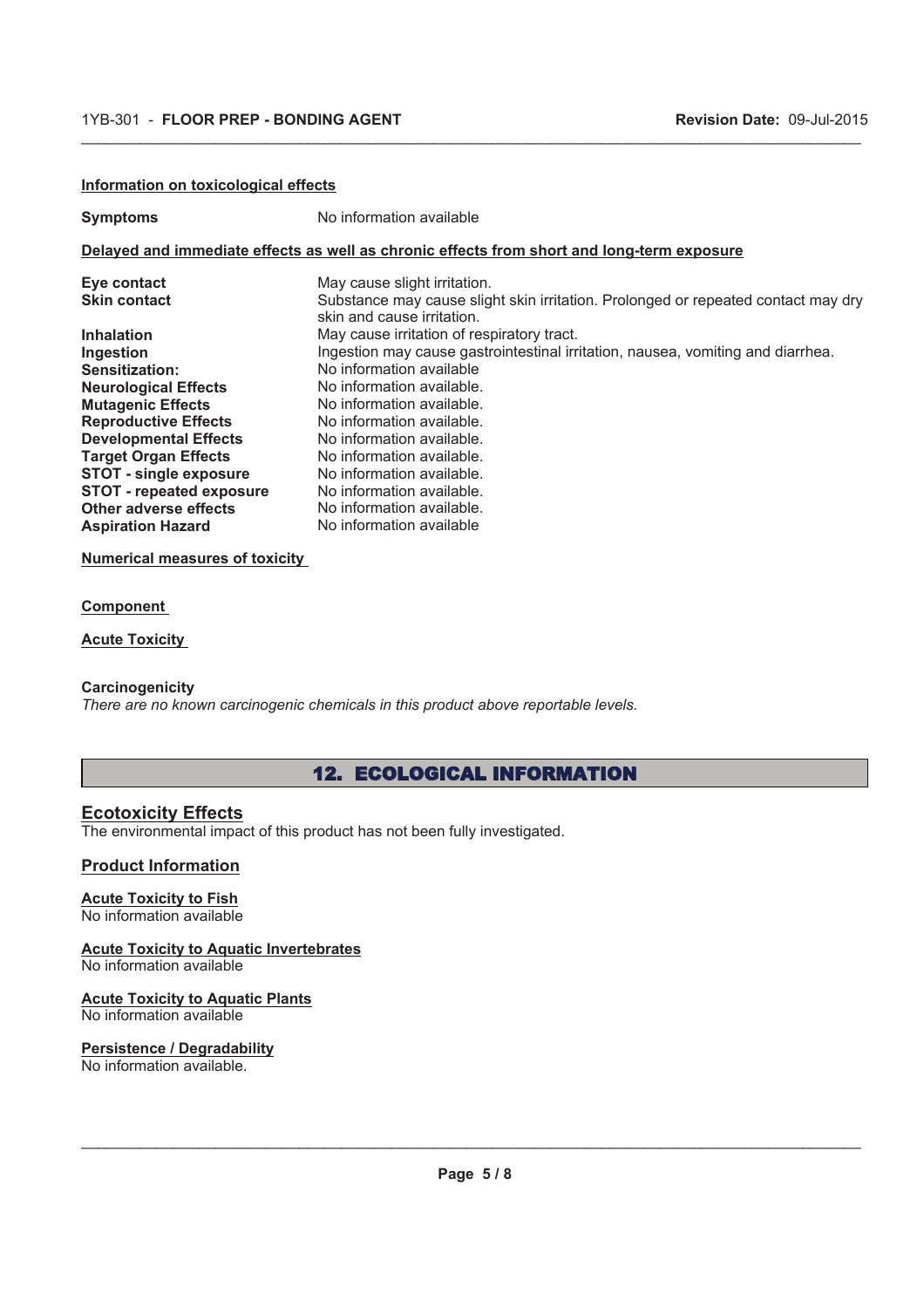**Information on toxicological effects**

| | |
|---|---|
| **Symptoms** | No information available |

**Delayed and immediate effects as well as chronic effects from short and long-term exposure**

| | |
|---|---|
| **Eye contact** | May cause slight irritation. |
| **Skin contact** | Substance may cause slight skin irritation. Prolonged or repeated contact may dry skin and cause irritation. |
| **Inhalation** | May cause irritation of respiratory tract. |
| **Ingestion** | Ingestion may cause gastrointestinal irritation, nausea, vomiting and diarrhea. |
| **Sensitization:** | No information available |
| **Neurological Effects** | No information available. |
| **Mutagenic Effects** | No information available. |
| **Reproductive Effects** | No information available. |
| **Developmental Effects** | No information available. |
| **Target Organ Effects** | No information available. |
| **STOT - single exposure** | No information available. |
| **STOT - repeated exposure** | No information available. |
| **Other adverse effects** | No information available. |
| **Aspiration Hazard** | No information available |

**Numerical measures of toxicity**

**Component**

**Acute Toxicity**

**Carcinogenicity**

*There are no known carcinogenic chemicals in this product above reportable levels.*

## 12. ECOLOGICAL INFORMATION

### Ecotoxicity Effects

The environmental impact of this product has not been fully investigated.

### Product Information

**Acute Toxicity to Fish**

No information available

**Acute Toxicity to Aquatic Invertebrates**

No information available

**Acute Toxicity to Aquatic Plants**

No information available

**Persistence / Degradability**

No information available.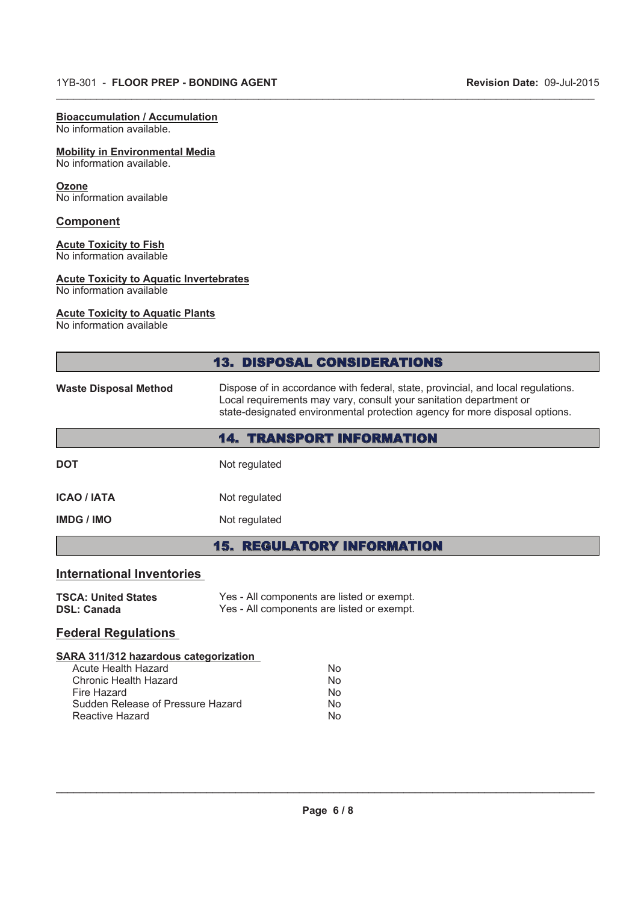**Bioaccumulation / Accumulation**
No information available.

**Mobility in Environmental Media**
No information available.

**Ozone**
No information available

### Component

**Acute Toxicity to Fish**
No information available

**Acute Toxicity to Aquatic Invertebrates**
No information available

**Acute Toxicity to Aquatic Plants**
No information available

## 13. DISPOSAL CONSIDERATIONS

| | |
|---|---|
| **Waste Disposal Method** | Dispose of in accordance with federal, state, provincial, and local regulations. Local requirements may vary, consult your sanitation department or state-designated environmental protection agency for more disposal options. |

## 14. TRANSPORT INFORMATION

| | |
|---|---|
| **DOT** | Not regulated |
| **ICAO / IATA** | Not regulated |
| **IMDG / IMO** | Not regulated |

## 15. REGULATORY INFORMATION

### International Inventories

| | |
|---|---|
| **TSCA: United States** | Yes - All components are listed or exempt. |
| **DSL: Canada** | Yes - All components are listed or exempt. |

### Federal Regulations

**SARA 311/312 hazardous categorization**

| | |
|---|---|
| Acute Health Hazard | No |
| Chronic Health Hazard | No |
| Fire Hazard | No |
| Sudden Release of Pressure Hazard | No |
| Reactive Hazard | No |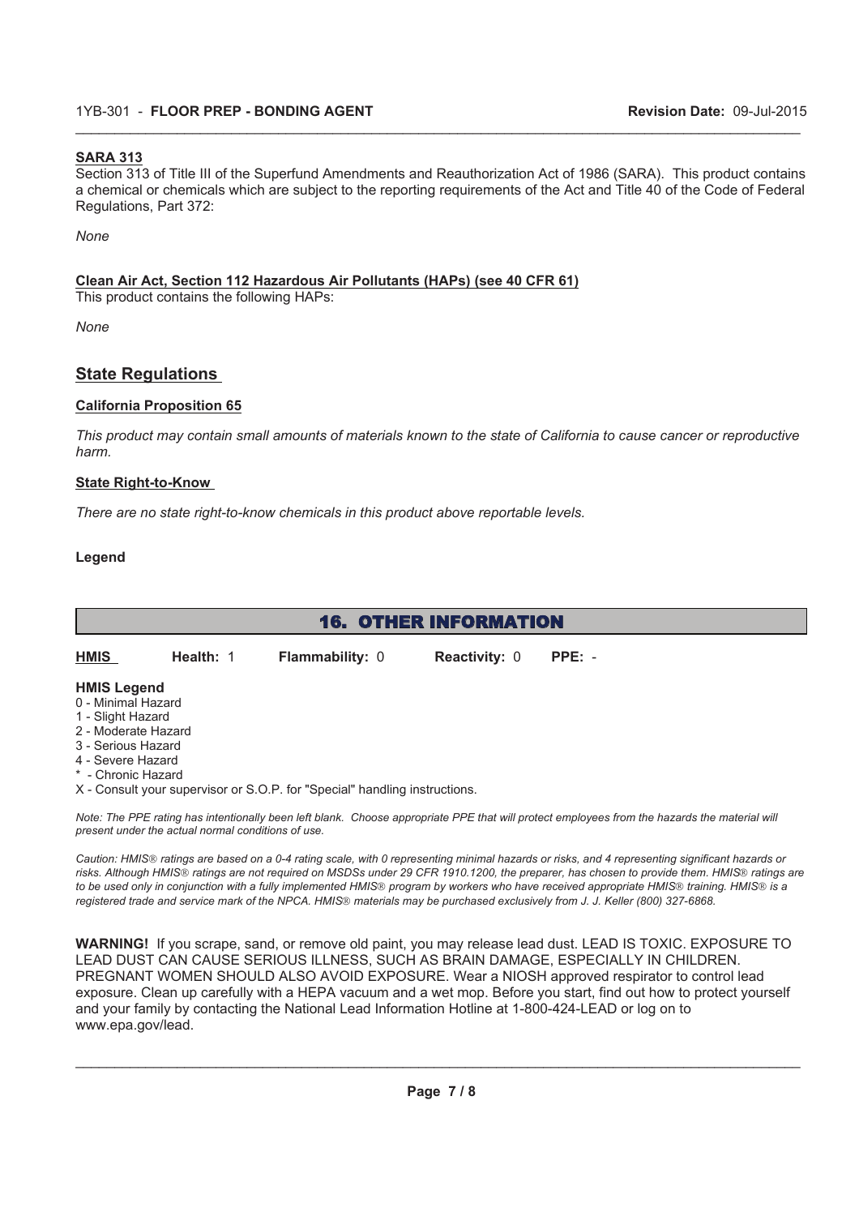**SARA 313**

Section 313 of Title III of the Superfund Amendments and Reauthorization Act of 1986 (SARA). This product contains a chemical or chemicals which are subject to the reporting requirements of the Act and Title 40 of the Code of Federal Regulations, Part 372:

*None*

**Clean Air Act, Section 112 Hazardous Air Pollutants (HAPs) (see 40 CFR 61)**

This product contains the following HAPs:

*None*

## State Regulations

**California Proposition 65**

*This product may contain small amounts of materials known to the state of California to cause cancer or reproductive harm.*

**State Right-to-Know**

*There are no state right-to-know chemicals in this product above reportable levels.*

**Legend**

## 16. OTHER INFORMATION

| | | | | |
|---|---|---|---|---|
| **HMIS** | **Health:** 1 | **Flammability:** 0 | **Reactivity:** 0 | **PPE:** - |

**HMIS Legend**

0 - Minimal Hazard
1 - Slight Hazard
2 - Moderate Hazard
3 - Serious Hazard
4 - Severe Hazard
* - Chronic Hazard
X - Consult your supervisor or S.O.P. for "Special" handling instructions.

*Note: The PPE rating has intentionally been left blank. Choose appropriate PPE that will protect employees from the hazards the material will present under the actual normal conditions of use.*

*Caution: HMIS® ratings are based on a 0-4 rating scale, with 0 representing minimal hazards or risks, and 4 representing significant hazards or risks. Although HMIS® ratings are not required on MSDSs under 29 CFR 1910.1200, the preparer, has chosen to provide them. HMIS® ratings are to be used only in conjunction with a fully implemented HMIS® program by workers who have received appropriate HMIS® training. HMIS® is a registered trade and service mark of the NPCA. HMIS® materials may be purchased exclusively from J. J. Keller (800) 327-6868.*

**WARNING!** If you scrape, sand, or remove old paint, you may release lead dust. LEAD IS TOXIC. EXPOSURE TO LEAD DUST CAN CAUSE SERIOUS ILLNESS, SUCH AS BRAIN DAMAGE, ESPECIALLY IN CHILDREN. PREGNANT WOMEN SHOULD ALSO AVOID EXPOSURE. Wear a NIOSH approved respirator to control lead exposure. Clean up carefully with a HEPA vacuum and a wet mop. Before you start, find out how to protect yourself and your family by contacting the National Lead Information Hotline at 1-800-424-LEAD or log on to www.epa.gov/lead.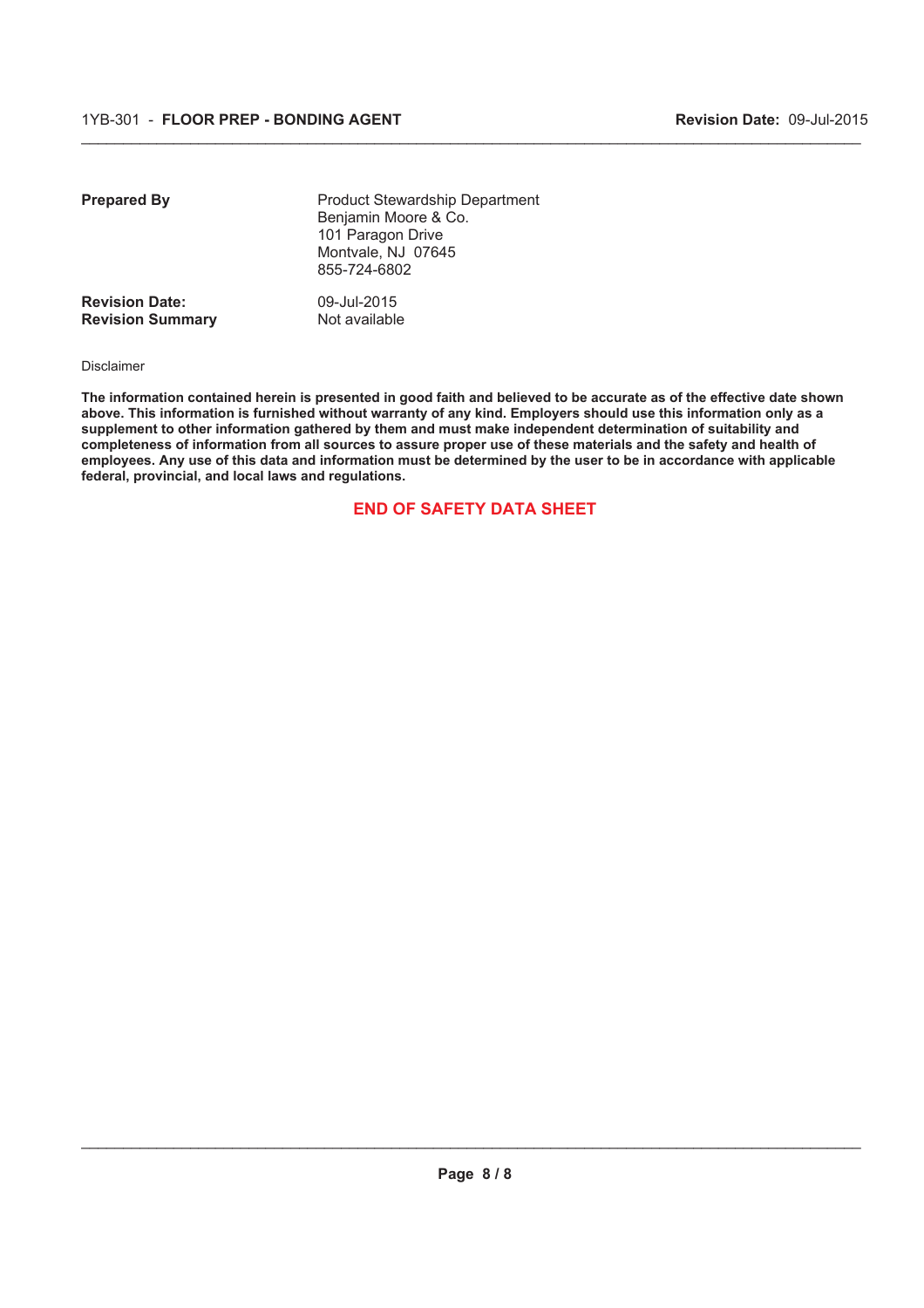| | |
|---|---|
| **Prepared By** | Product Stewardship Department<br>Benjamin Moore & Co.<br>101 Paragon Drive<br>Montvale, NJ 07645<br>855-724-6802 |
| **Revision Date:** | 09-Jul-2015 |
| **Revision Summary** | Not available |

Disclaimer

**The information contained herein is presented in good faith and believed to be accurate as of the effective date shown above. This information is furnished without warranty of any kind. Employers should use this information only as a supplement to other information gathered by them and must make independent determination of suitability and completeness of information from all sources to assure proper use of these materials and the safety and health of employees. Any use of this data and information must be determined by the user to be in accordance with applicable federal, provincial, and local laws and regulations.**

**END OF SAFETY DATA SHEET**